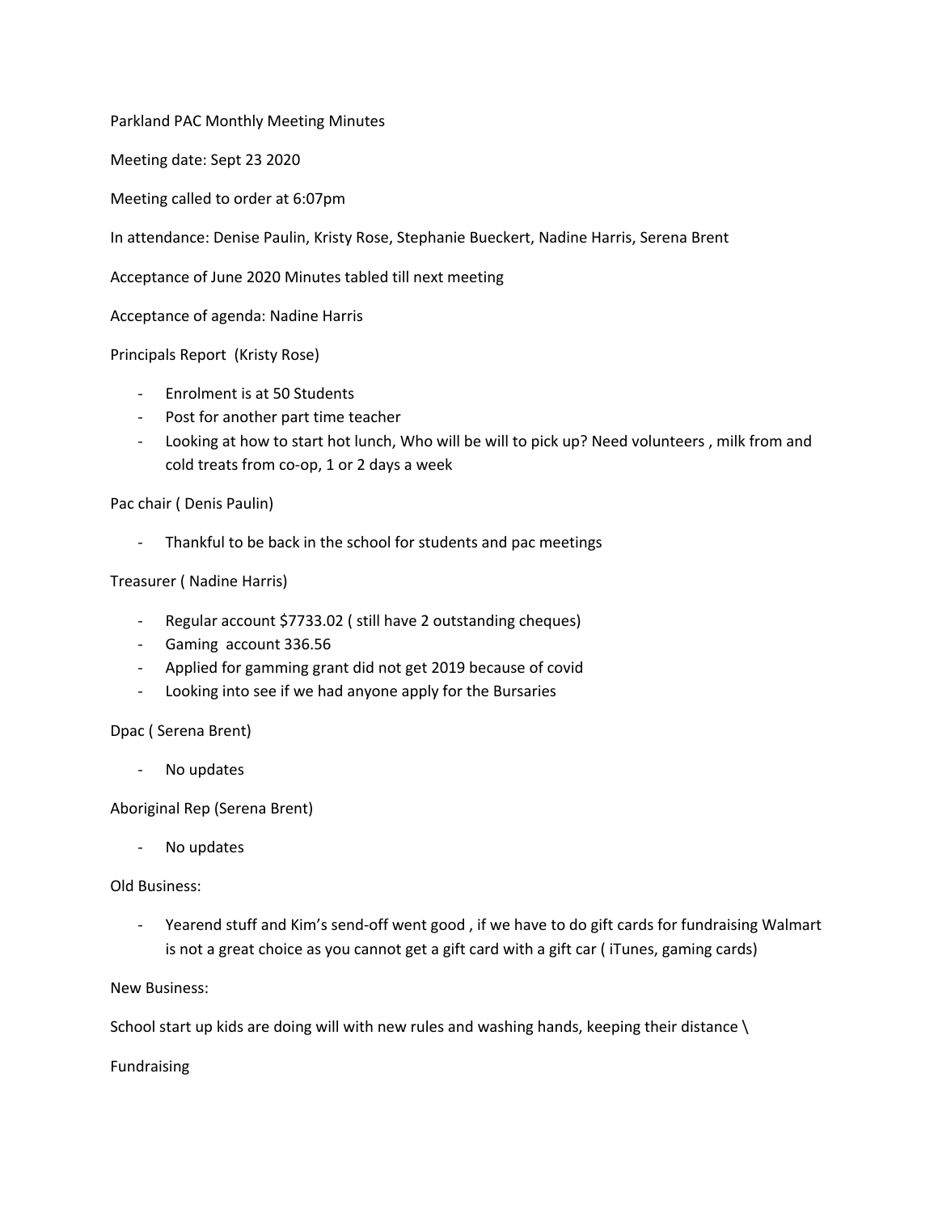Parkland PAC Monthly Meeting Minutes

Meeting date: Sept 23 2020

Meeting called to order at 6:07pm

In attendance: Denise Paulin, Kristy Rose, Stephanie Bueckert, Nadine Harris, Serena Brent

Acceptance of June 2020 Minutes tabled till next meeting

Acceptance of agenda: Nadine Harris

Principals Report (Kristy Rose)

- Enrolment is at 50 Students
- Post for another part time teacher
- Looking at how to start hot lunch, Who will be will to pick up? Need volunteers , milk from and cold treats from co-op, 1 or 2 days a week

Pac chair ( Denis Paulin)

- Thankful to be back in the school for students and pac meetings

Treasurer ( Nadine Harris)

- Regular account $7733.02 ( still have 2 outstanding cheques)
- Gaming account 336.56
- Applied for gamming grant did not get 2019 because of covid
- Looking into see if we had anyone apply for the Bursaries

Dpac ( Serena Brent)

- No updates

Aboriginal Rep (Serena Brent)

- No updates

Old Business:

- Yearend stuff and Kim's send-off went good , if we have to do gift cards for fundraising Walmart is not a great choice as you cannot get a gift card with a gift car ( iTunes, gaming cards)

New Business:

School start up kids are doing will with new rules and washing hands, keeping their distance \

Fundraising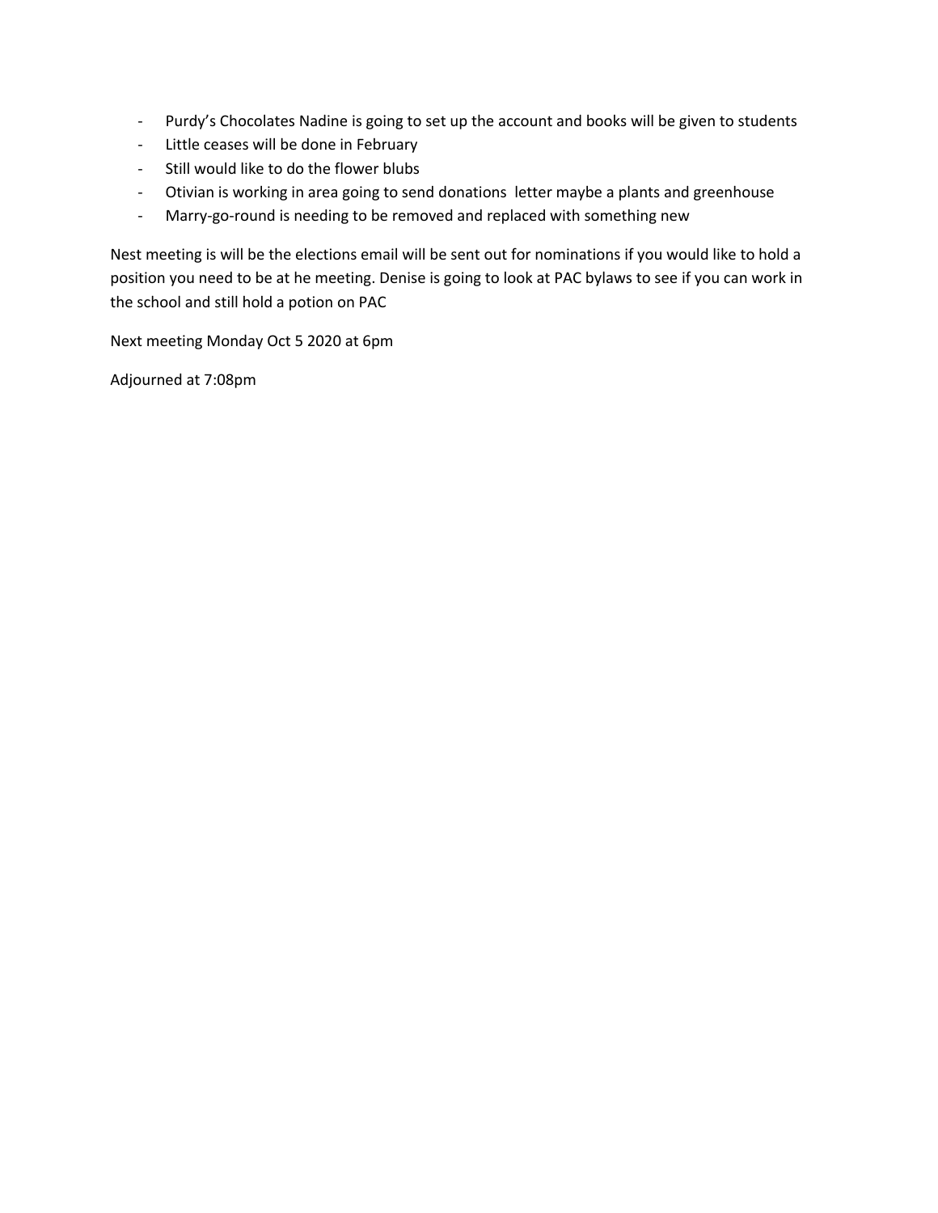- Purdy's Chocolates Nadine is going to set up the account and books will be given to students
- Little ceases will be done in February
- Still would like to do the flower blubs
- Otivian is working in area going to send donations letter maybe a plants and greenhouse
- Marry-go-round is needing to be removed and replaced with something new

Nest meeting is will be the elections email will be sent out for nominations if you would like to hold a position you need to be at he meeting. Denise is going to look at PAC bylaws to see if you can work in the school and still hold a potion on PAC

Next meeting Monday Oct 5 2020 at 6pm

Adjourned at 7:08pm